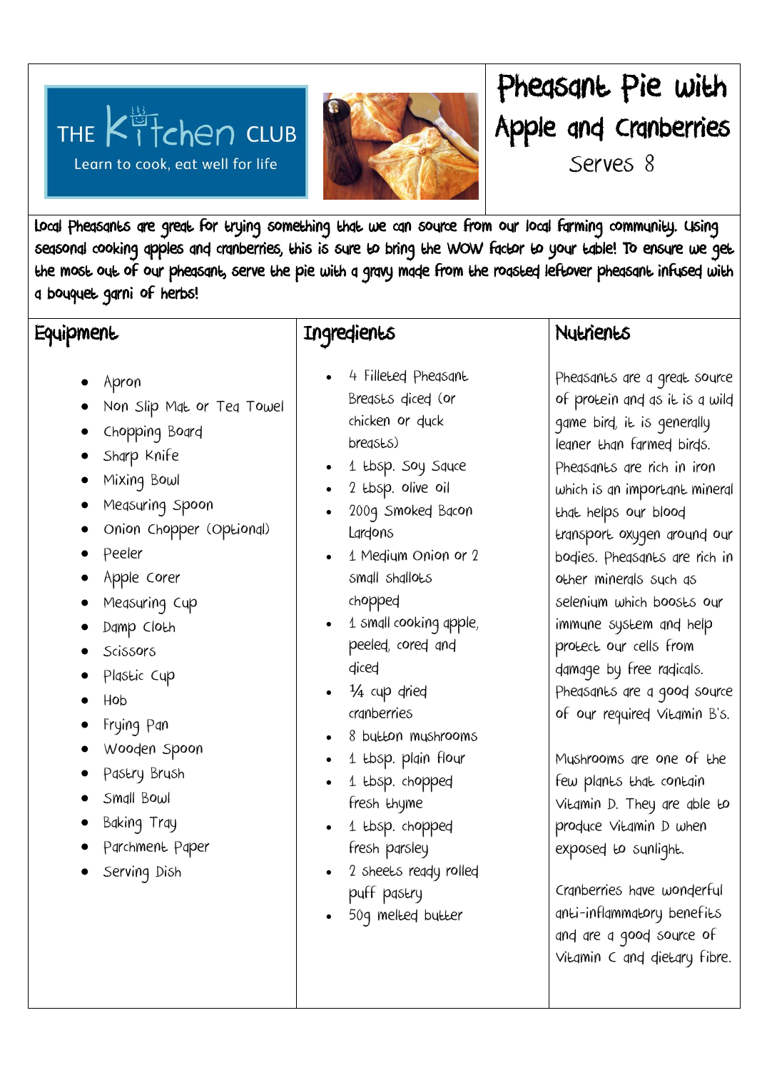THE Kitchen CLUB
Learn to cook, eat well for life

# Pheasant Pie with Apple and Cranberries

Serves 8

Local Pheasants are great for trying something that we can source from our local farming community. Using seasonal cooking apples and cranberries, this is sure to bring the WOW factor to your table! To ensure we get the most out of our pheasant, serve the pie with a gravy made from the roasted leftover pheasant infused with a bouquet garni of herbs!

## Equipment

- Apron
- Non Slip Mat or Tea Towel
- Chopping Board
- Sharp Knife
- Mixing Bowl
- Measuring Spoon
- Onion Chopper (Optional)
- Peeler
- Apple Corer
- Measuring Cup
- Damp Cloth
- Scissors
- Plastic Cup
- Hob
- Frying Pan
- Wooden Spoon
- Pastry Brush
- Small Bowl
- Baking Tray
- Parchment Paper
- Serving Dish

## Ingredients

- 4 Filleted Pheasant Breasts diced (or chicken or duck breasts)
- 1 tbsp. Soy Sauce
- 2 tbsp. olive oil
- 200g Smoked Bacon Lardons
- 1 Medium Onion or 2 small shallots chopped
- 1 small cooking apple, peeled, cored and diced
- ¼ cup dried cranberries
- 8 button mushrooms
- 1 tbsp. plain flour
- 1 tbsp. chopped fresh thyme
- 1 tbsp. chopped fresh parsley
- 2 sheets ready rolled puff pastry
- 50g melted butter

## Nutrients

Pheasants are a great source of protein and as it is a wild game bird, it is generally leaner than farmed birds. Pheasants are rich in iron which is an important mineral that helps our blood transport oxygen around our bodies. Pheasants are rich in other minerals such as selenium which boosts our immune system and help protect our cells from damage by free radicals. Pheasants are a good source of our required Vitamin B's.

Mushrooms are one of the few plants that contain Vitamin D. They are able to produce Vitamin D when exposed to sunlight.

Cranberries have wonderful anti-inflammatory benefits and are a good source of Vitamin C and dietary fibre.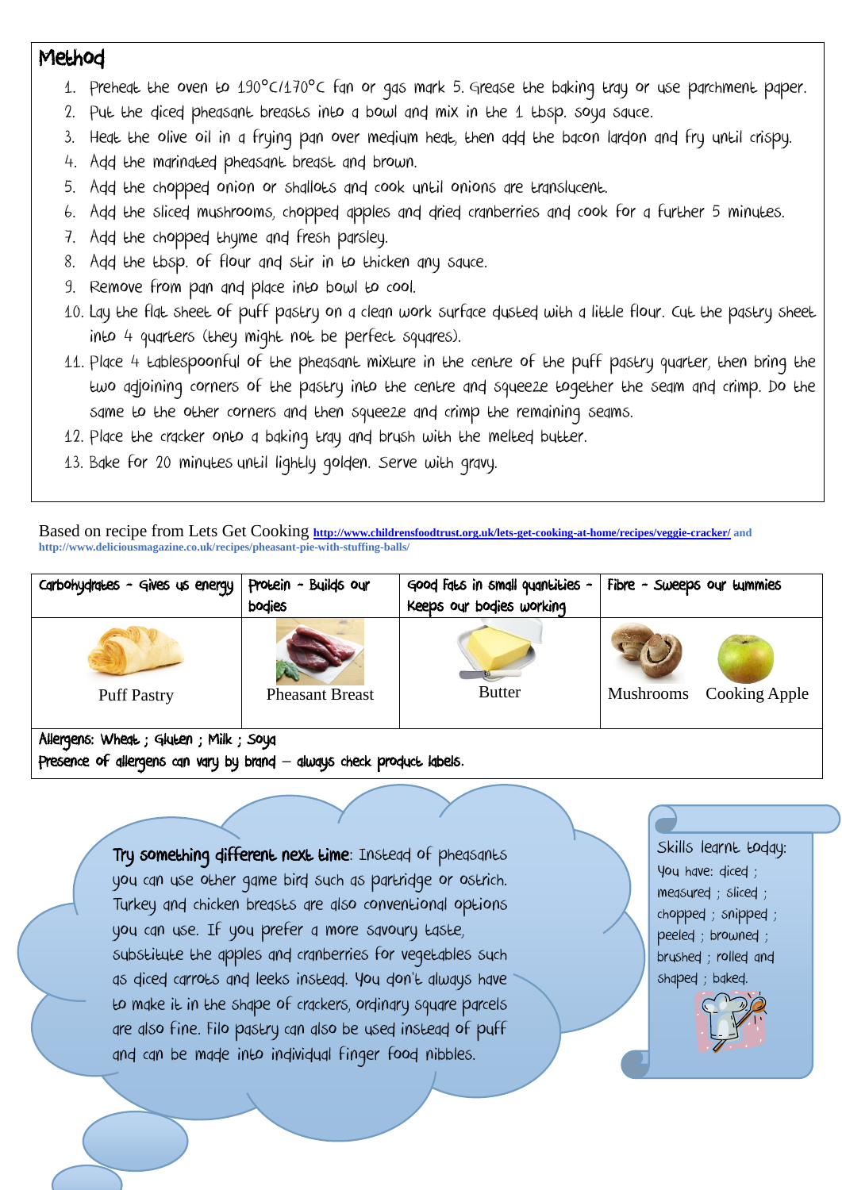## Method

1. Preheat the oven to 190°C/170°C fan or gas mark 5. Grease the baking tray or use parchment paper.
2. Put the diced pheasant breasts into a bowl and mix in the 1 tbsp. soya sauce.
3. Heat the olive oil in a frying pan over medium heat, then add the bacon lardon and fry until crispy.
4. Add the marinated pheasant breast and brown.
5. Add the chopped onion or shallots and cook until onions are translucent.
6. Add the sliced mushrooms, chopped apples and dried cranberries and cook for a further 5 minutes.
7. Add the chopped thyme and fresh parsley.
8. Add the tbsp. of flour and stir in to thicken any sauce.
9. Remove from pan and place into bowl to cool.
10. Lay the flat sheet of puff pastry on a clean work surface dusted with a little flour. Cut the pastry sheet into 4 quarters (they might not be perfect squares).
11. Place 4 tablespoonful of the pheasant mixture in the centre of the puff pastry quarter, then bring the two adjoining corners of the pastry into the centre and squeeze together the seam and crimp. Do the same to the other corners and then squeeze and crimp the remaining seams.
12. Place the cracker onto a baking tray and brush with the melted butter.
13. Bake for 20 minutes until lightly golden. Serve with gravy.

Based on recipe from Lets Get Cooking http://www.childrensfoodtrust.org.uk/lets-get-cooking-at-home/recipes/veggie-cracker/ and http://www.deliciousmagazine.co.uk/recipes/pheasant-pie-with-stuffing-balls/

| Carbohydrates - Gives us energy | Protein - Builds our bodies | Good Fats in small quantities - Keeps our bodies working | Fibre - Sweeps our tummies |
|---|---|---|---|
| Puff Pastry | Pheasant Breast | Butter | Mushrooms, Cooking Apple |
| Allergens: Wheat ; Gluten ; Milk ; Soya<br>Presence of allergens can vary by brand – always check product labels. | | | |

**Try something different next time**: Instead of pheasants you can use other game bird such as partridge or ostrich. Turkey and chicken breasts are also conventional options you can use. If you prefer a more savoury taste, substitute the apples and cranberries for vegetables such as diced carrots and leeks instead. You don't always have to make it in the shape of crackers, ordinary square parcels are also fine. Filo pastry can also be used instead of puff and can be made into individual finger food nibbles.

Skills learnt today:
You have: diced ; measured ; sliced ; chopped ; snipped ; peeled ; browned ; brushed ; rolled and shaped ; baked.